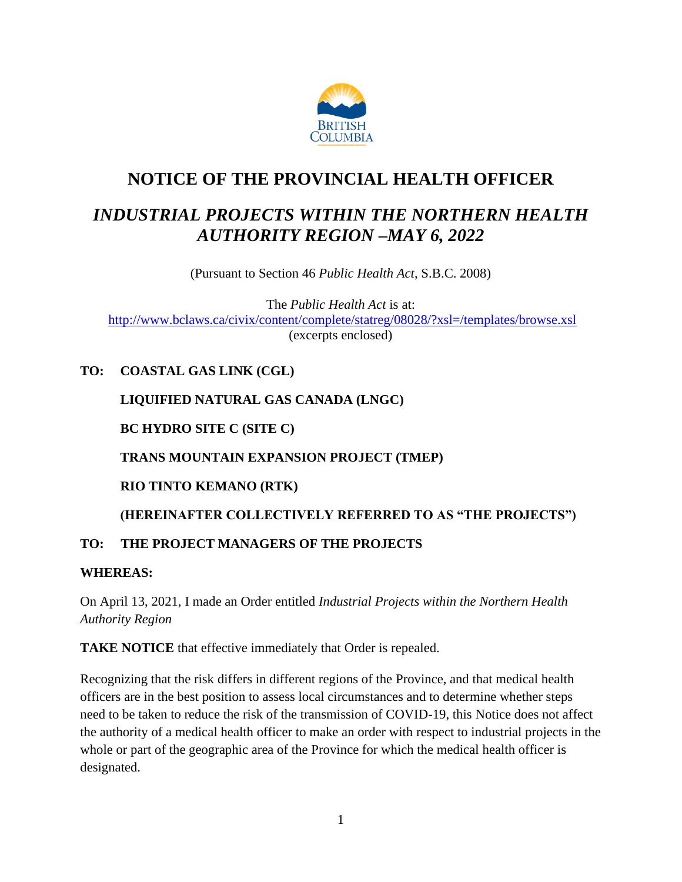# NOTICE OF THE PROVINCIAL HEALTH OFFICER

## *INDUSTRIAL PROJECTS WITHIN THE NORTHERN HEALTH AUTHORITY REGION –MAY 6, 2022*

(Pursuant to Section 46 *Public Health Act*, S.B.C. 2008)

The *Public Health Act* is at:
http://www.bclaws.ca/civix/content/complete/statreg/08028/?xsl=/templates/browse.xsl
(excerpts enclosed)

**TO: COASTAL GAS LINK (CGL)**

**LIQUIFIED NATURAL GAS CANADA (LNGC)**

**BC HYDRO SITE C (SITE C)**

**TRANS MOUNTAIN EXPANSION PROJECT (TMEP)**

**RIO TINTO KEMANO (RTK)**

**(HEREINAFTER COLLECTIVELY REFERRED TO AS "THE PROJECTS")**

**TO: THE PROJECT MANAGERS OF THE PROJECTS**

**WHEREAS:**

On April 13, 2021, I made an Order entitled *Industrial Projects within the Northern Health Authority Region*

**TAKE NOTICE** that effective immediately that Order is repealed.

Recognizing that the risk differs in different regions of the Province, and that medical health officers are in the best position to assess local circumstances and to determine whether steps need to be taken to reduce the risk of the transmission of COVID-19, this Notice does not affect the authority of a medical health officer to make an order with respect to industrial projects in the whole or part of the geographic area of the Province for which the medical health officer is designated.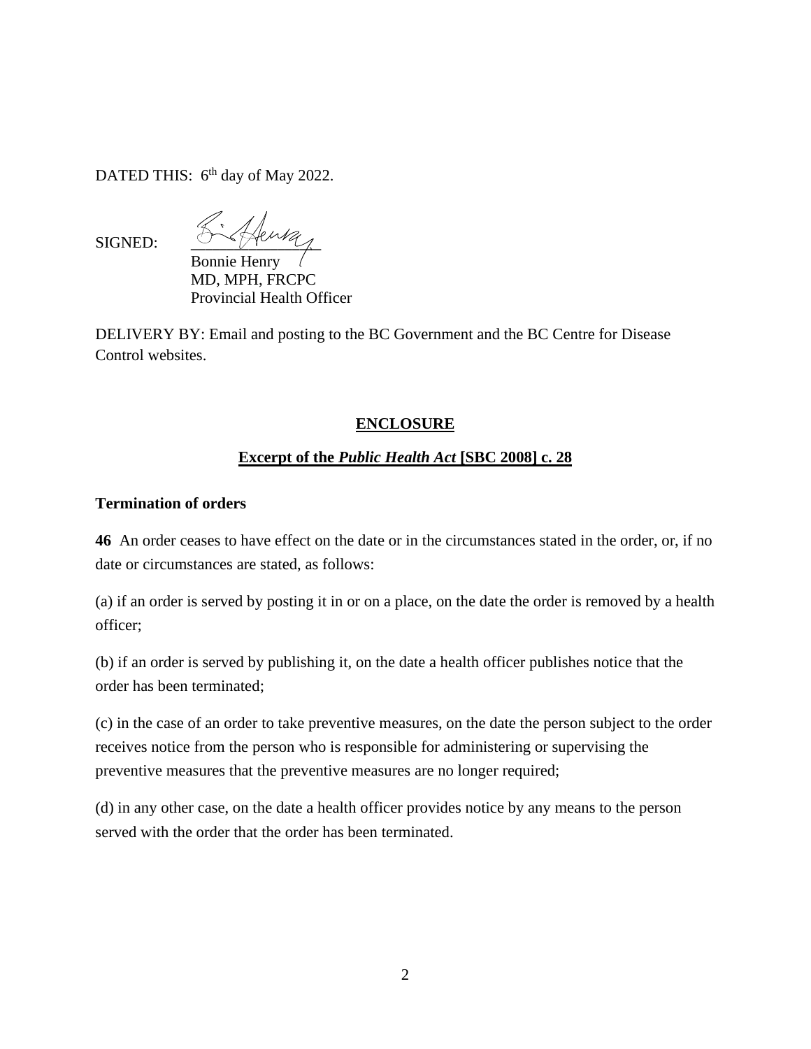DATED THIS: 6th day of May 2022.

SIGNED: ________________
Bonnie Henry
MD, MPH, FRCPC
Provincial Health Officer

DELIVERY BY: Email and posting to the BC Government and the BC Centre for Disease Control websites.

## ENCLOSURE

### Excerpt of the *Public Health Act* [SBC 2008] c. 28

**Termination of orders**

**46** An order ceases to have effect on the date or in the circumstances stated in the order, or, if no date or circumstances are stated, as follows:

(a) if an order is served by posting it in or on a place, on the date the order is removed by a health officer;

(b) if an order is served by publishing it, on the date a health officer publishes notice that the order has been terminated;

(c) in the case of an order to take preventive measures, on the date the person subject to the order receives notice from the person who is responsible for administering or supervising the preventive measures that the preventive measures are no longer required;

(d) in any other case, on the date a health officer provides notice by any means to the person served with the order that the order has been terminated.